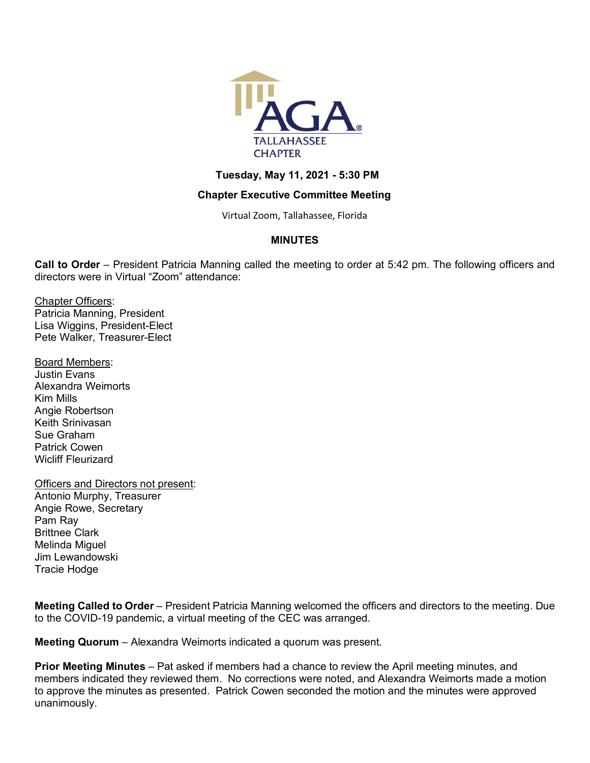AGA TALLAHASSEE CHAPTER

**Tuesday, May 11, 2021 - 5:30 PM**

**Chapter Executive Committee Meeting**

Virtual Zoom, Tallahassee, Florida

**MINUTES**

**Call to Order** – President Patricia Manning called the meeting to order at 5:42 pm. The following officers and directors were in Virtual "Zoom" attendance:

Chapter Officers:
Patricia Manning, President
Lisa Wiggins, President-Elect
Pete Walker, Treasurer-Elect

Board Members:
Justin Evans
Alexandra Weimorts
Kim Mills
Angie Robertson
Keith Srinivasan
Sue Graham
Patrick Cowen
Wicliff Fleurizard

Officers and Directors not present:
Antonio Murphy, Treasurer
Angie Rowe, Secretary
Pam Ray
Brittnee Clark
Melinda Miguel
Jim Lewandowski
Tracie Hodge

**Meeting Called to Order** – President Patricia Manning welcomed the officers and directors to the meeting. Due to the COVID-19 pandemic, a virtual meeting of the CEC was arranged.

**Meeting Quorum** – Alexandra Weimorts indicated a quorum was present.

**Prior Meeting Minutes** – Pat asked if members had a chance to review the April meeting minutes, and members indicated they reviewed them. No corrections were noted, and Alexandra Weimorts made a motion to approve the minutes as presented. Patrick Cowen seconded the motion and the minutes were approved unanimously.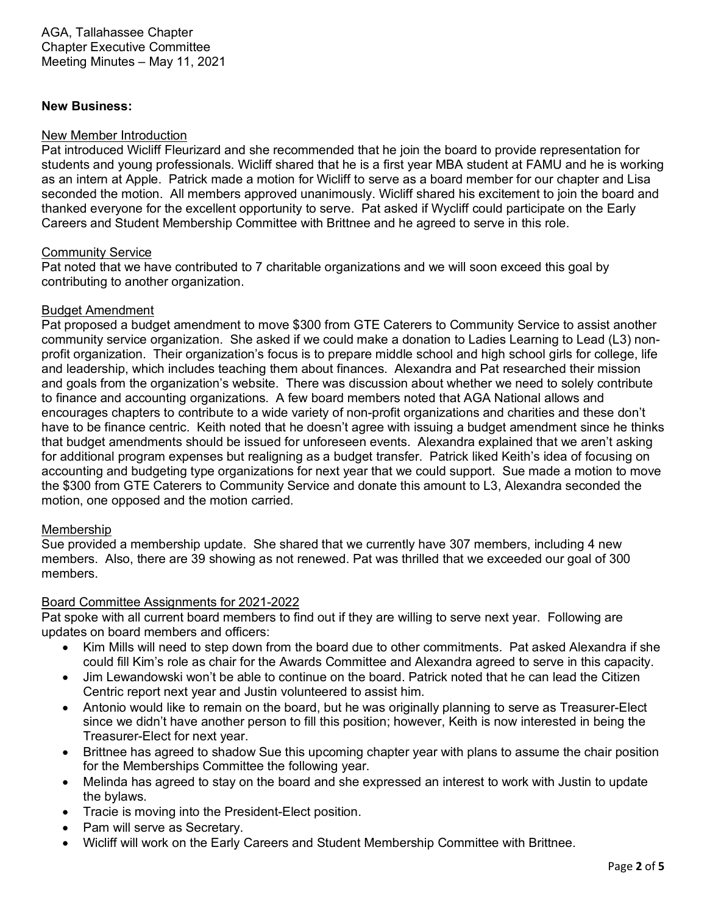AGA, Tallahassee Chapter
Chapter Executive Committee
Meeting Minutes – May 11, 2021

**New Business:**

New Member Introduction

Pat introduced Wicliff Fleurizard and she recommended that he join the board to provide representation for students and young professionals. Wicliff shared that he is a first year MBA student at FAMU and he is working as an intern at Apple. Patrick made a motion for Wicliff to serve as a board member for our chapter and Lisa seconded the motion. All members approved unanimously. Wicliff shared his excitement to join the board and thanked everyone for the excellent opportunity to serve. Pat asked if Wycliff could participate on the Early Careers and Student Membership Committee with Brittnee and he agreed to serve in this role.

Community Service

Pat noted that we have contributed to 7 charitable organizations and we will soon exceed this goal by contributing to another organization.

Budget Amendment

Pat proposed a budget amendment to move $300 from GTE Caterers to Community Service to assist another community service organization. She asked if we could make a donation to Ladies Learning to Lead (L3) non-profit organization. Their organization's focus is to prepare middle school and high school girls for college, life and leadership, which includes teaching them about finances. Alexandra and Pat researched their mission and goals from the organization's website. There was discussion about whether we need to solely contribute to finance and accounting organizations. A few board members noted that AGA National allows and encourages chapters to contribute to a wide variety of non-profit organizations and charities and these don't have to be finance centric. Keith noted that he doesn't agree with issuing a budget amendment since he thinks that budget amendments should be issued for unforeseen events. Alexandra explained that we aren't asking for additional program expenses but realigning as a budget transfer. Patrick liked Keith's idea of focusing on accounting and budgeting type organizations for next year that we could support. Sue made a motion to move the $300 from GTE Caterers to Community Service and donate this amount to L3, Alexandra seconded the motion, one opposed and the motion carried.

Membership

Sue provided a membership update. She shared that we currently have 307 members, including 4 new members. Also, there are 39 showing as not renewed. Pat was thrilled that we exceeded our goal of 300 members.

Board Committee Assignments for 2021-2022

Pat spoke with all current board members to find out if they are willing to serve next year. Following are updates on board members and officers:

- Kim Mills will need to step down from the board due to other commitments. Pat asked Alexandra if she could fill Kim's role as chair for the Awards Committee and Alexandra agreed to serve in this capacity.
- Jim Lewandowski won't be able to continue on the board. Patrick noted that he can lead the Citizen Centric report next year and Justin volunteered to assist him.
- Antonio would like to remain on the board, but he was originally planning to serve as Treasurer-Elect since we didn't have another person to fill this position; however, Keith is now interested in being the Treasurer-Elect for next year.
- Brittnee has agreed to shadow Sue this upcoming chapter year with plans to assume the chair position for the Memberships Committee the following year.
- Melinda has agreed to stay on the board and she expressed an interest to work with Justin to update the bylaws.
- Tracie is moving into the President-Elect position.
- Pam will serve as Secretary.
- Wicliff will work on the Early Careers and Student Membership Committee with Brittnee.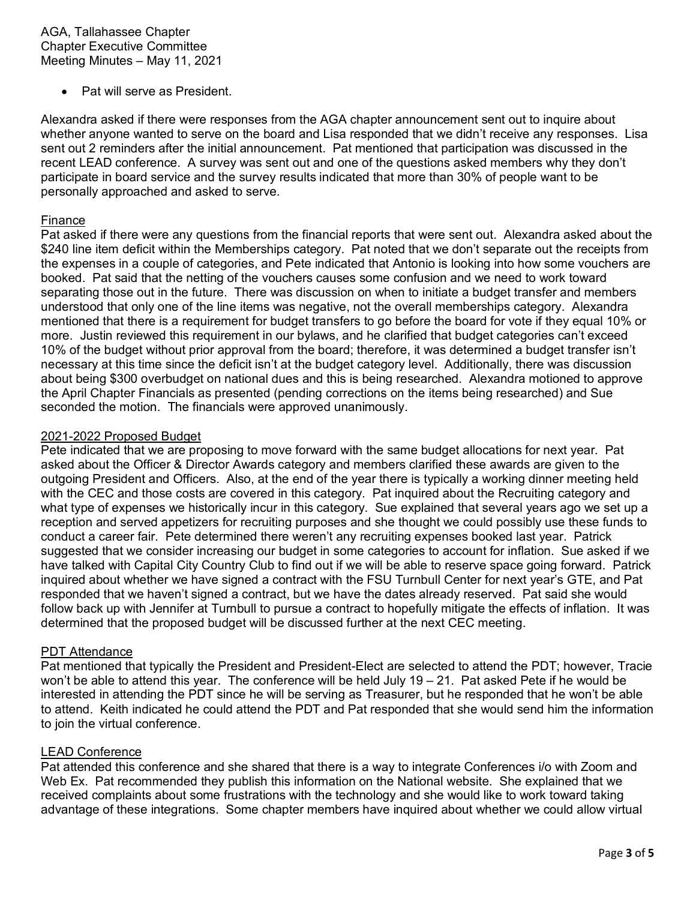- Pat will serve as President.

Alexandra asked if there were responses from the AGA chapter announcement sent out to inquire about whether anyone wanted to serve on the board and Lisa responded that we didn't receive any responses. Lisa sent out 2 reminders after the initial announcement. Pat mentioned that participation was discussed in the recent LEAD conference. A survey was sent out and one of the questions asked members why they don't participate in board service and the survey results indicated that more than 30% of people want to be personally approached and asked to serve.

## Finance

Pat asked if there were any questions from the financial reports that were sent out. Alexandra asked about the $240 line item deficit within the Memberships category. Pat noted that we don't separate out the receipts from the expenses in a couple of categories, and Pete indicated that Antonio is looking into how some vouchers are booked. Pat said that the netting of the vouchers causes some confusion and we need to work toward separating those out in the future. There was discussion on when to initiate a budget transfer and members understood that only one of the line items was negative, not the overall memberships category. Alexandra mentioned that there is a requirement for budget transfers to go before the board for vote if they equal 10% or more. Justin reviewed this requirement in our bylaws, and he clarified that budget categories can't exceed 10% of the budget without prior approval from the board; therefore, it was determined a budget transfer isn't necessary at this time since the deficit isn't at the budget category level. Additionally, there was discussion about being $300 overbudget on national dues and this is being researched. Alexandra motioned to approve the April Chapter Financials as presented (pending corrections on the items being researched) and Sue seconded the motion. The financials were approved unanimously.

## 2021-2022 Proposed Budget

Pete indicated that we are proposing to move forward with the same budget allocations for next year. Pat asked about the Officer & Director Awards category and members clarified these awards are given to the outgoing President and Officers. Also, at the end of the year there is typically a working dinner meeting held with the CEC and those costs are covered in this category. Pat inquired about the Recruiting category and what type of expenses we historically incur in this category. Sue explained that several years ago we set up a reception and served appetizers for recruiting purposes and she thought we could possibly use these funds to conduct a career fair. Pete determined there weren't any recruiting expenses booked last year. Patrick suggested that we consider increasing our budget in some categories to account for inflation. Sue asked if we have talked with Capital City Country Club to find out if we will be able to reserve space going forward. Patrick inquired about whether we have signed a contract with the FSU Turnbull Center for next year's GTE, and Pat responded that we haven't signed a contract, but we have the dates already reserved. Pat said she would follow back up with Jennifer at Turnbull to pursue a contract to hopefully mitigate the effects of inflation. It was determined that the proposed budget will be discussed further at the next CEC meeting.

## PDT Attendance

Pat mentioned that typically the President and President-Elect are selected to attend the PDT; however, Tracie won't be able to attend this year. The conference will be held July 19 – 21. Pat asked Pete if he would be interested in attending the PDT since he will be serving as Treasurer, but he responded that he won't be able to attend. Keith indicated he could attend the PDT and Pat responded that she would send him the information to join the virtual conference.

## LEAD Conference

Pat attended this conference and she shared that there is a way to integrate Conferences i/o with Zoom and Web Ex. Pat recommended they publish this information on the National website. She explained that we received complaints about some frustrations with the technology and she would like to work toward taking advantage of these integrations. Some chapter members have inquired about whether we could allow virtual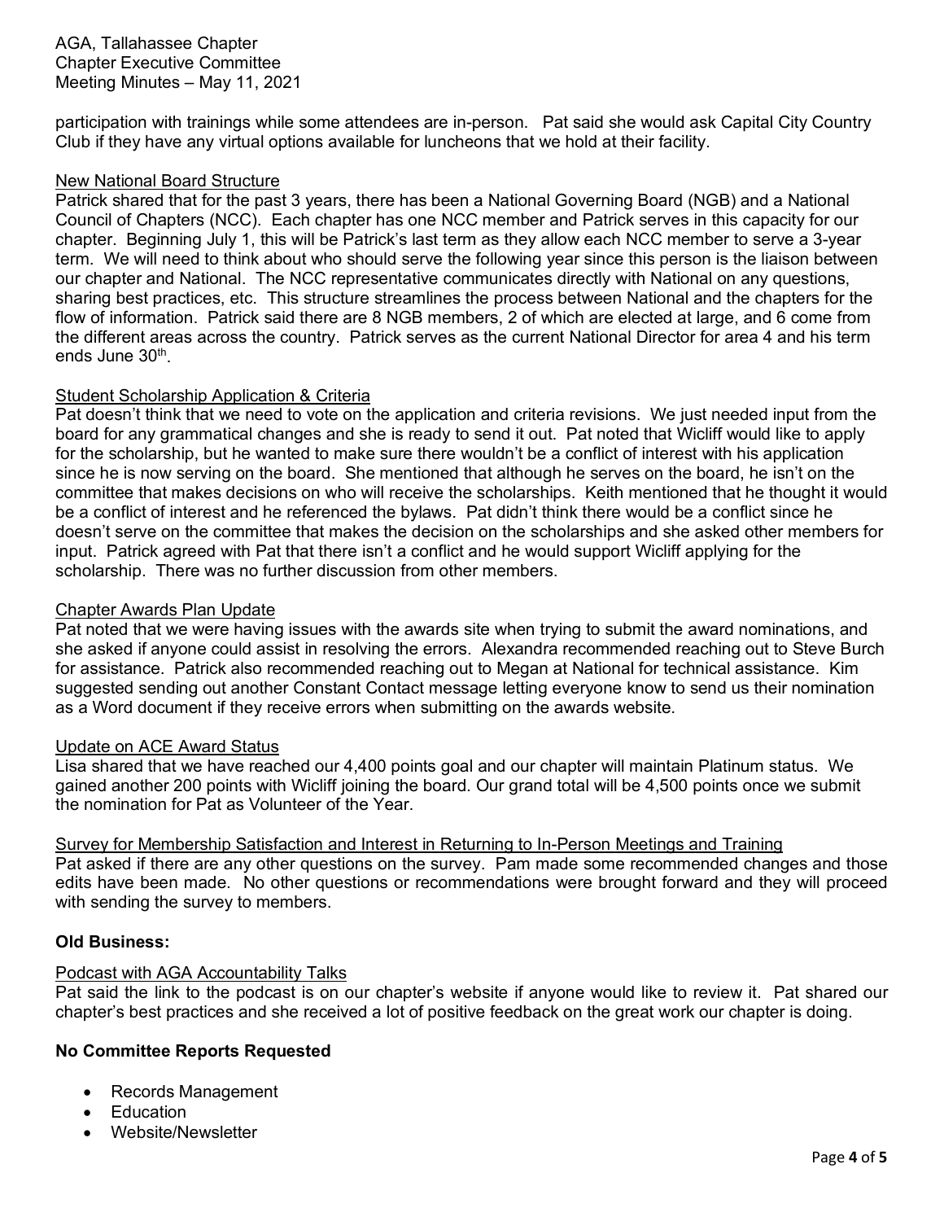participation with trainings while some attendees are in-person. Pat said she would ask Capital City Country Club if they have any virtual options available for luncheons that we hold at their facility.

New National Board Structure

Patrick shared that for the past 3 years, there has been a National Governing Board (NGB) and a National Council of Chapters (NCC). Each chapter has one NCC member and Patrick serves in this capacity for our chapter. Beginning July 1, this will be Patrick's last term as they allow each NCC member to serve a 3-year term. We will need to think about who should serve the following year since this person is the liaison between our chapter and National. The NCC representative communicates directly with National on any questions, sharing best practices, etc. This structure streamlines the process between National and the chapters for the flow of information. Patrick said there are 8 NGB members, 2 of which are elected at large, and 6 come from the different areas across the country. Patrick serves as the current National Director for area 4 and his term ends June 30th.

Student Scholarship Application & Criteria

Pat doesn't think that we need to vote on the application and criteria revisions. We just needed input from the board for any grammatical changes and she is ready to send it out. Pat noted that Wicliff would like to apply for the scholarship, but he wanted to make sure there wouldn't be a conflict of interest with his application since he is now serving on the board. She mentioned that although he serves on the board, he isn't on the committee that makes decisions on who will receive the scholarships. Keith mentioned that he thought it would be a conflict of interest and he referenced the bylaws. Pat didn't think there would be a conflict since he doesn't serve on the committee that makes the decision on the scholarships and she asked other members for input. Patrick agreed with Pat that there isn't a conflict and he would support Wicliff applying for the scholarship. There was no further discussion from other members.

Chapter Awards Plan Update

Pat noted that we were having issues with the awards site when trying to submit the award nominations, and she asked if anyone could assist in resolving the errors. Alexandra recommended reaching out to Steve Burch for assistance. Patrick also recommended reaching out to Megan at National for technical assistance. Kim suggested sending out another Constant Contact message letting everyone know to send us their nomination as a Word document if they receive errors when submitting on the awards website.

Update on ACE Award Status

Lisa shared that we have reached our 4,400 points goal and our chapter will maintain Platinum status. We gained another 200 points with Wicliff joining the board. Our grand total will be 4,500 points once we submit the nomination for Pat as Volunteer of the Year.

Survey for Membership Satisfaction and Interest in Returning to In-Person Meetings and Training

Pat asked if there are any other questions on the survey. Pam made some recommended changes and those edits have been made. No other questions or recommendations were brought forward and they will proceed with sending the survey to members.

**Old Business:**

Podcast with AGA Accountability Talks

Pat said the link to the podcast is on our chapter's website if anyone would like to review it. Pat shared our chapter's best practices and she received a lot of positive feedback on the great work our chapter is doing.

**No Committee Reports Requested**

- Records Management
- Education
- Website/Newsletter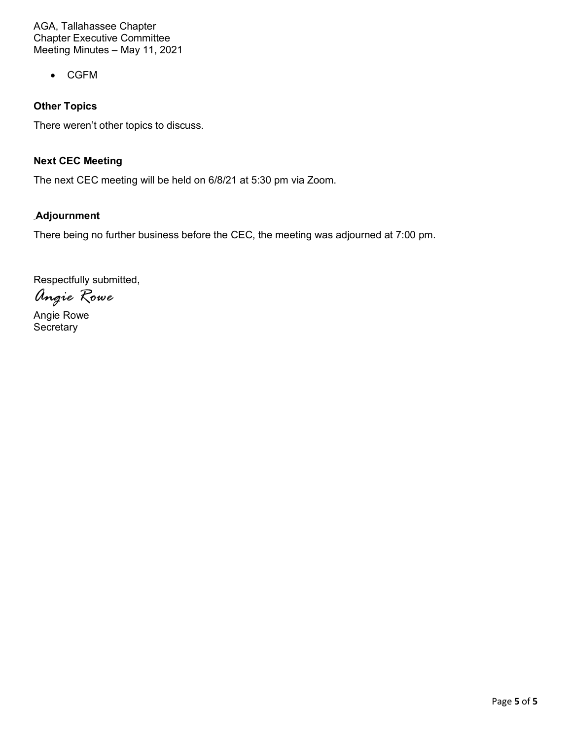- CGFM

### Other Topics

There weren't other topics to discuss.

### Next CEC Meeting

The next CEC meeting will be held on 6/8/21 at 5:30 pm via Zoom.

### Adjournment

There being no further business before the CEC, the meeting was adjourned at 7:00 pm.

Respectfully submitted,

*Angie Rowe*

Angie Rowe
Secretary